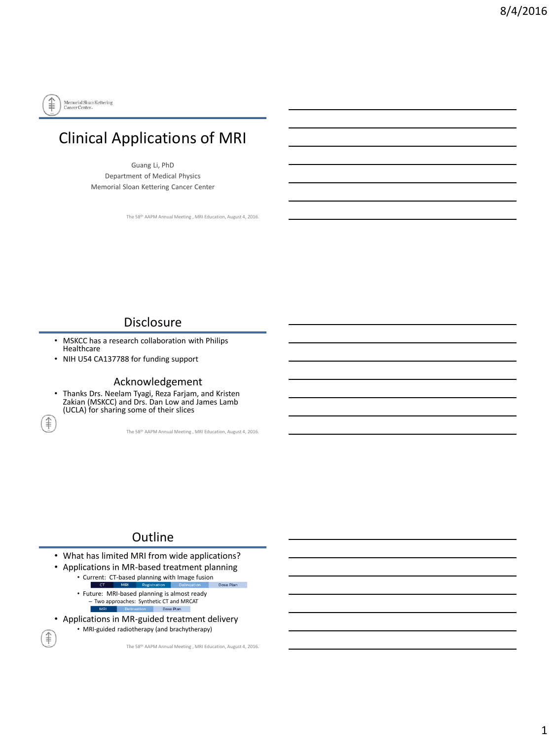# Clinical Applications of MRI

Guang Li, PhD
Department of Medical Physics
Memorial Sloan Kettering Cancer Center

The 58th AAPM Annual Meeting , MRI Education, August 4, 2016.

## Disclosure

- MSKCC has a research collaboration with Philips Healthcare
- NIH U54 CA137788 for funding support

## Acknowledgement

- Thanks Drs. Neelam Tyagi, Reza Farjam, and Kristen Zakian (MSKCC) and Drs. Dan Low and James Lamb (UCLA) for sharing some of their slices

The 58th AAPM Annual Meeting , MRI Education, August 4, 2016.

## Outline

- What has limited MRI from wide applications?
- Applications in MR-based treatment planning
  - Current: CT-based planning with Image fusion
    - CT | MRI | Registration | Delineation | Dose Plan
  - Future: MRI-based planning is almost ready
    - Two approaches: Synthetic CT and MRCAT
    - MRI | Delineation | Dose Plan
- Applications in MR-guided treatment delivery
  - MRI-guided radiotherapy (and brachytherapy)

The 58th AAPM Annual Meeting , MRI Education, August 4, 2016.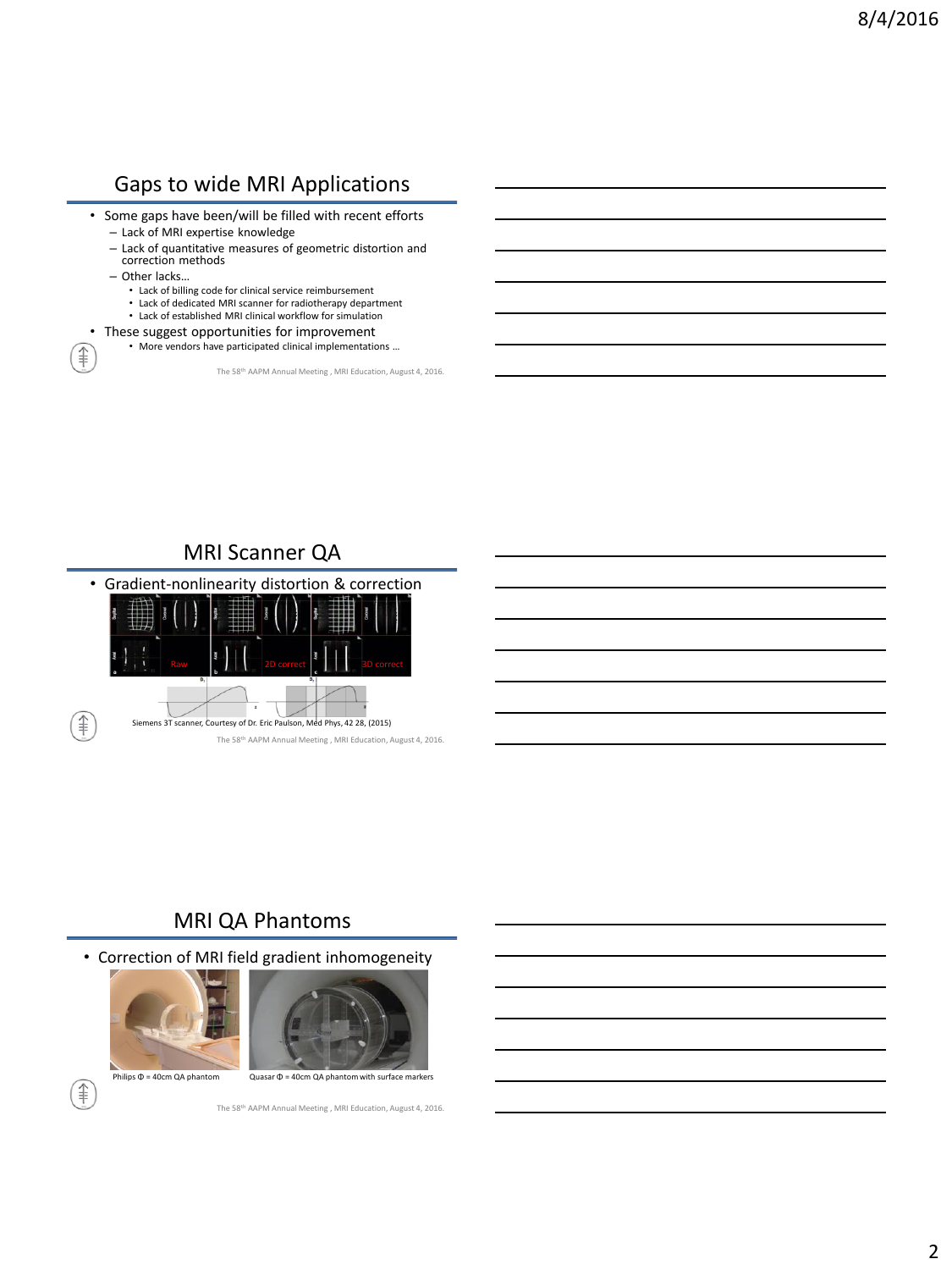## Gaps to wide MRI Applications

- Some gaps have been/will be filled with recent efforts
  - Lack of MRI expertise knowledge
  - Lack of quantitative measures of geometric distortion and correction methods
  - Other lacks…
    - Lack of billing code for clinical service reimbursement
    - Lack of dedicated MRI scanner for radiotherapy department
    - Lack of established MRI clinical workflow for simulation
- These suggest opportunities for improvement
    - More vendors have participated clinical implementations …

The 58th AAPM Annual Meeting , MRI Education, August 4, 2016.

## MRI Scanner QA

- Gradient-nonlinearity distortion & correction

Raw 2D correct 3D correct

Siemens 3T scanner, Courtesy of Dr. Eric Paulson, Med Phys, 42 28, (2015)

The 58th AAPM Annual Meeting , MRI Education, August 4, 2016.

## MRI QA Phantoms

- Correction of MRI field gradient inhomogeneity

Philips Φ = 40cm QA phantom

Quasar Φ = 40cm QA phantom with surface markers

The 58th AAPM Annual Meeting , MRI Education, August 4, 2016.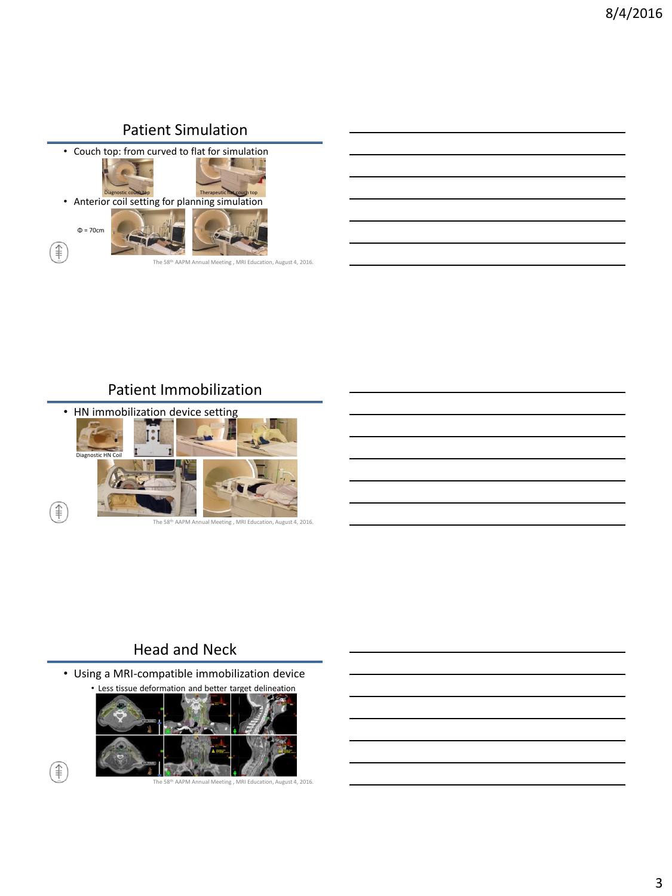## Patient Simulation

- Couch top: from curved to flat for simulation

Diagnostic couch top

Therapeutic flat couch top

- Anterior coil setting for planning simulation

Φ = 70cm

## Patient Immobilization

- HN immobilization device setting

Diagnostic HN Coil

## Head and Neck

- Using a MRI-compatible immobilization device
  - Less tissue deformation and better target delineation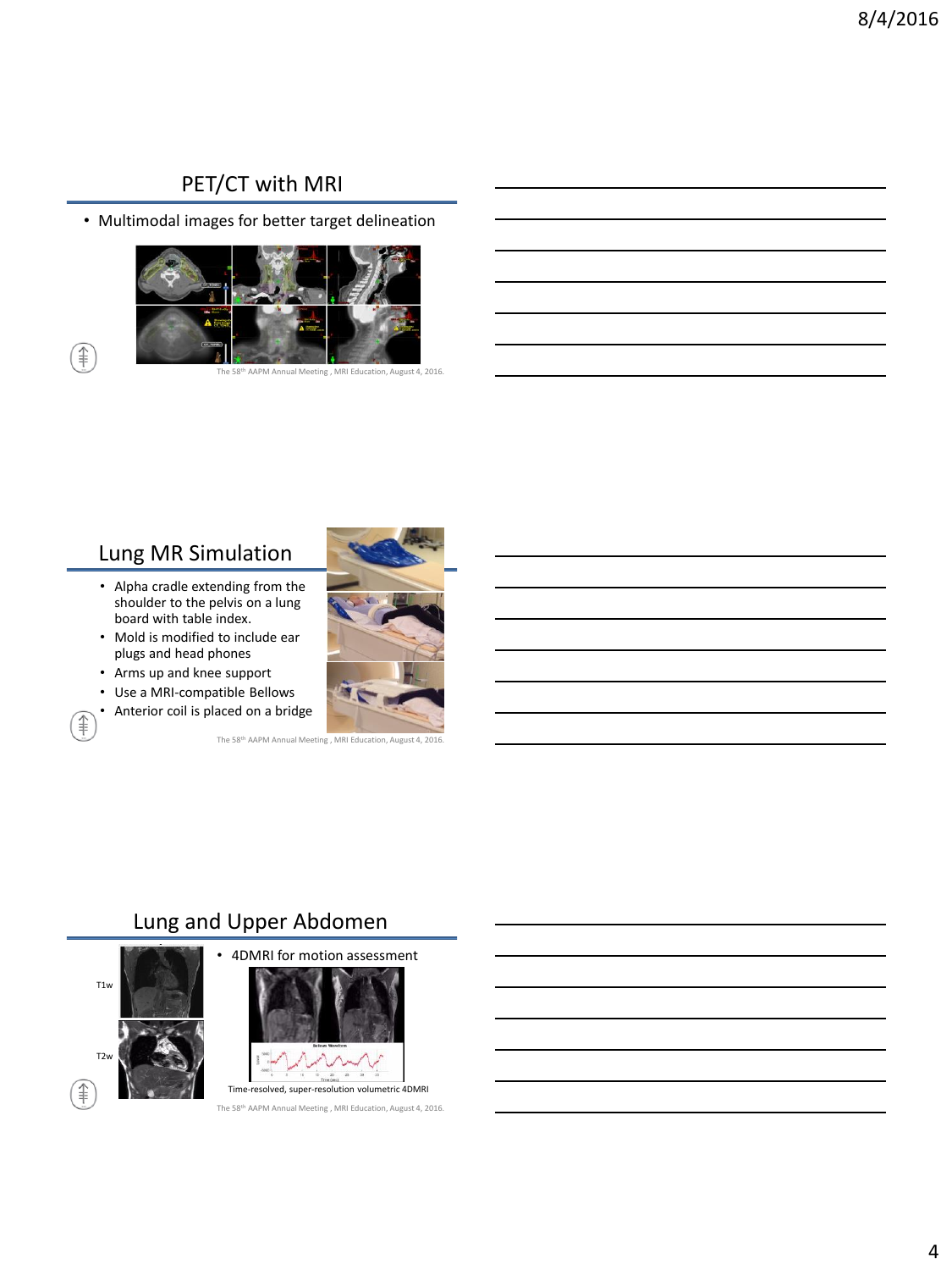## PET/CT with MRI

- Multimodal images for better target delineation

The 58th AAPM Annual Meeting , MRI Education, August 4, 2016.

## Lung MR Simulation

- Alpha cradle extending from the shoulder to the pelvis on a lung board with table index.
- Mold is modified to include ear plugs and head phones
- Arms up and knee support
- Use a MRI-compatible Bellows
- Anterior coil is placed on a bridge

The 58th AAPM Annual Meeting , MRI Education, August 4, 2016.

## Lung and Upper Abdomen

T1w

T2w

- 4DMRI for motion assessment

Time-resolved, super-resolution volumetric 4DMRI

The 58th AAPM Annual Meeting , MRI Education, August 4, 2016.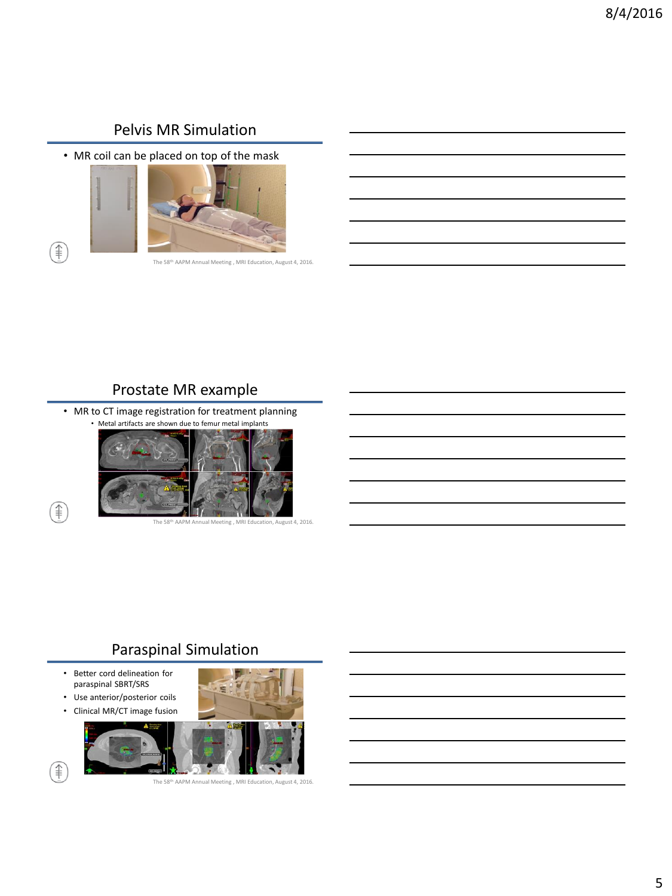## Pelvis MR Simulation

- MR coil can be placed on top of the mask

The 58th AAPM Annual Meeting , MRI Education, August 4, 2016.

## Prostate MR example

- MR to CT image registration for treatment planning
  - Metal artifacts are shown due to femur metal implants

The 58th AAPM Annual Meeting , MRI Education, August 4, 2016.

## Paraspinal Simulation

- Better cord delineation for paraspinal SBRT/SRS
- Use anterior/posterior coils
- Clinical MR/CT image fusion

The 58th AAPM Annual Meeting , MRI Education, August 4, 2016.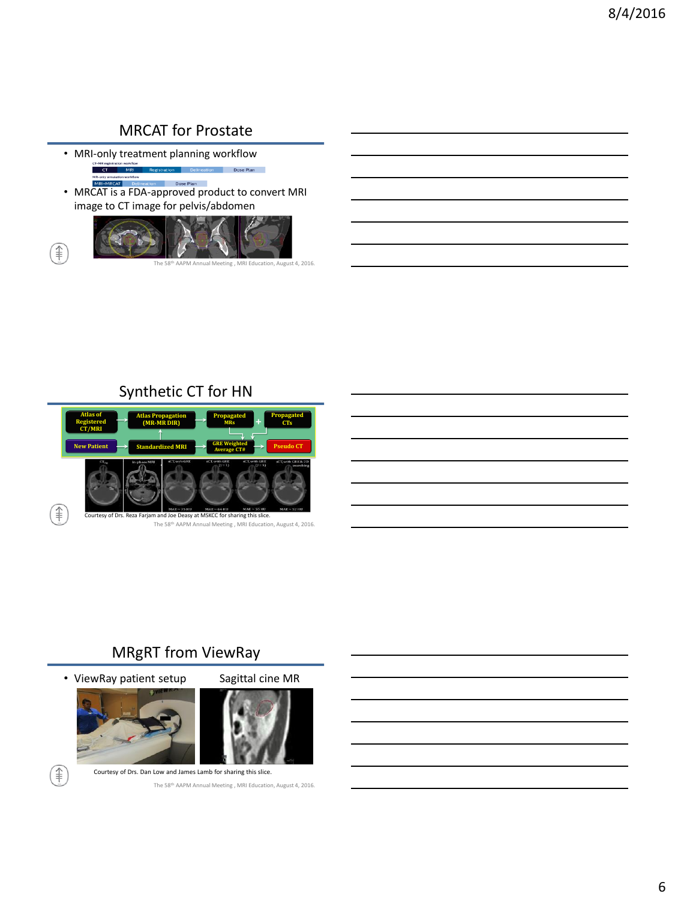## MRCAT for Prostate

- MRI-only treatment planning workflow

CT-MR registration workflow

CT | MRI | Registration | Delineation | Dose Plan

MR-only simulation workflow

MRI+MRCAT | Delineation | Dose Plan

- MRCAT is a FDA-approved product to convert MRI image to CT image for pelvis/abdomen

The 58th AAPM Annual Meeting , MRI Education, August 4, 2016.

## Synthetic CT for HN

Atlas of Registered CT/MRI → Atlas Propagation (MR-MR DIR) → Propagated MRs + Propagated CTs

New Patient → Standardized MRI → GRE Weighted Average CT# → Pseudo CT

Courtesy of Drs. Reza Farjam and Joe Deasy at MSKCC for sharing this slice.

The 58th AAPM Annual Meeting , MRI Education, August 4, 2016.

## MRgRT from ViewRay

- ViewRay patient setup

Sagittal cine MR

Courtesy of Drs. Dan Low and James Lamb for sharing this slice.

The 58th AAPM Annual Meeting , MRI Education, August 4, 2016.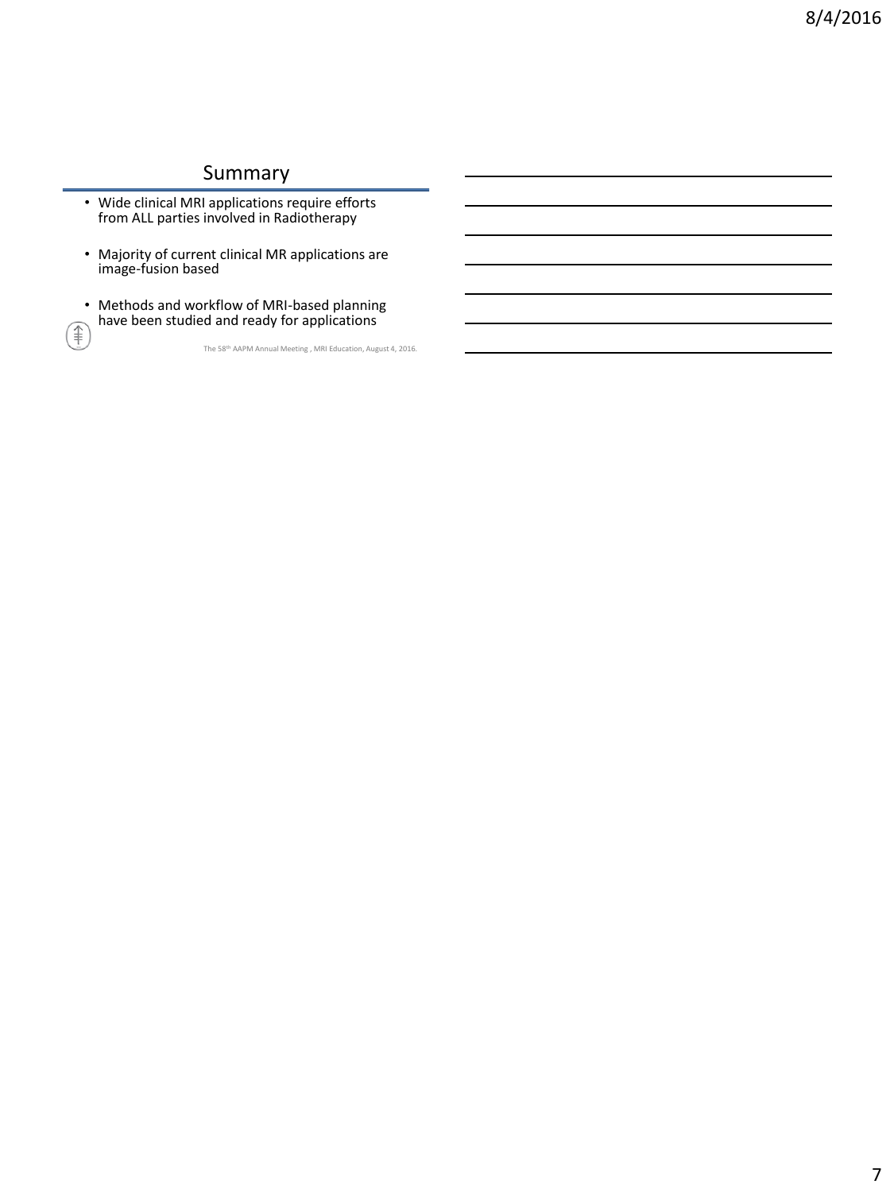## Summary

- Wide clinical MRI applications require efforts from ALL parties involved in Radiotherapy

- Majority of current clinical MR applications are image-fusion based

- Methods and workflow of MRI-based planning have been studied and ready for applications

The 58th AAPM Annual Meeting , MRI Education, August 4, 2016.